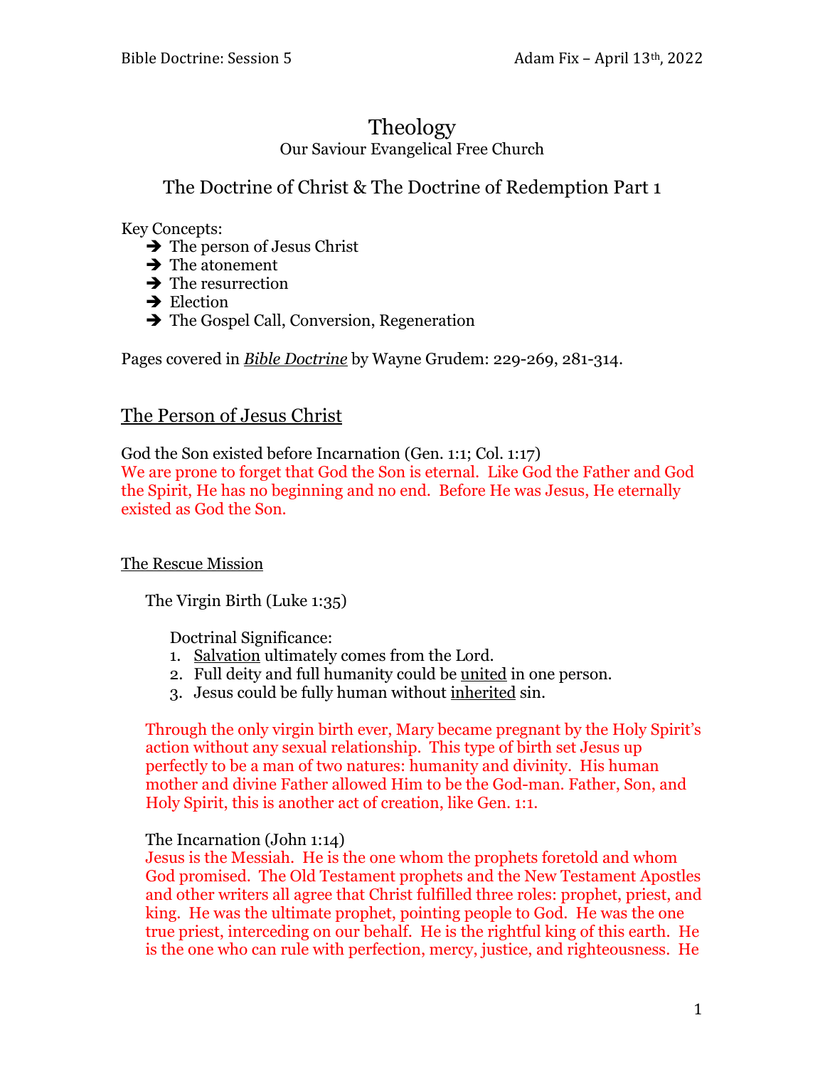# Theology

Our Saviour Evangelical Free Church

## The Doctrine of Christ & The Doctrine of Redemption Part 1

Key Concepts:

- ➔ The person of Jesus Christ
- ➔ The atonement
- ➔ The resurrection
- ➔ Election
- ➔ The Gospel Call, Conversion, Regeneration

Pages covered in ***Bible Doctrine*** by Wayne Grudem: 229-269, 281-314.

## The Person of Jesus Christ

God the Son existed before Incarnation (Gen. 1:1; Col. 1:17)

We are prone to forget that God the Son is eternal. Like God the Father and God the Spirit, He has no beginning and no end. Before He was Jesus, He eternally existed as God the Son.

### The Rescue Mission

The Virgin Birth (Luke 1:35)

Doctrinal Significance:

1. Salvation ultimately comes from the Lord.
2. Full deity and full humanity could be united in one person.
3. Jesus could be fully human without inherited sin.

Through the only virgin birth ever, Mary became pregnant by the Holy Spirit's action without any sexual relationship. This type of birth set Jesus up perfectly to be a man of two natures: humanity and divinity. His human mother and divine Father allowed Him to be the God-man. Father, Son, and Holy Spirit, this is another act of creation, like Gen. 1:1.

The Incarnation (John 1:14)

Jesus is the Messiah. He is the one whom the prophets foretold and whom God promised. The Old Testament prophets and the New Testament Apostles and other writers all agree that Christ fulfilled three roles: prophet, priest, and king. He was the ultimate prophet, pointing people to God. He was the one true priest, interceding on our behalf. He is the rightful king of this earth. He is the one who can rule with perfection, mercy, justice, and righteousness. He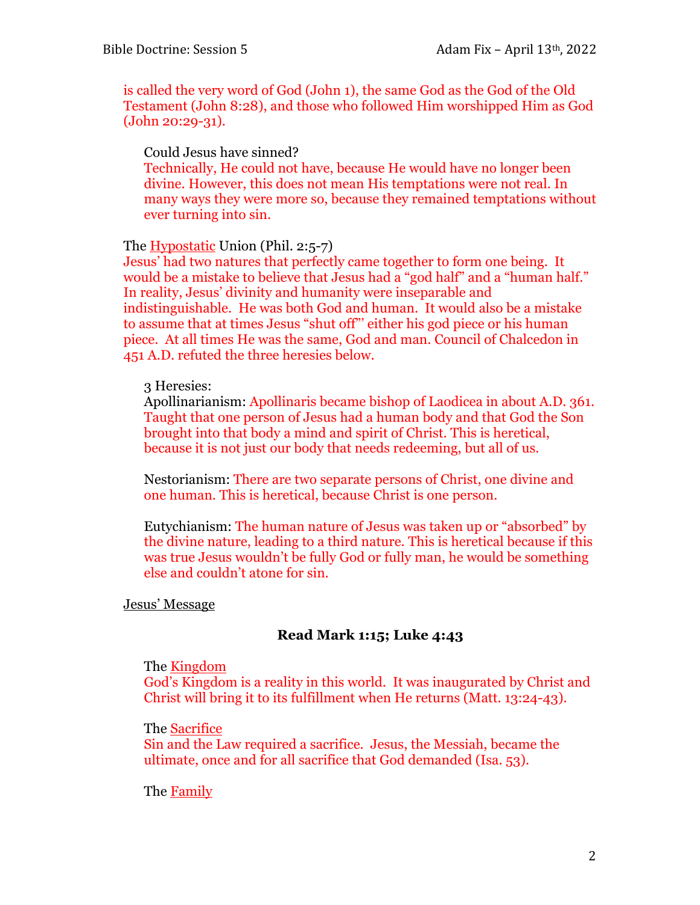is called the very word of God (John 1), the same God as the God of the Old Testament (John 8:28), and those who followed Him worshipped Him as God (John 20:29-31).

Could Jesus have sinned?
Technically, He could not have, because He would have no longer been divine. However, this does not mean His temptations were not real. In many ways they were more so, because they remained temptations without ever turning into sin.

The Hypostatic Union (Phil. 2:5-7)
Jesus' had two natures that perfectly came together to form one being. It would be a mistake to believe that Jesus had a "god half" and a "human half." In reality, Jesus' divinity and humanity were inseparable and indistinguishable. He was both God and human. It would also be a mistake to assume that at times Jesus "shut off"' either his god piece or his human piece. At all times He was the same, God and man. Council of Chalcedon in 451 A.D. refuted the three heresies below.

3 Heresies:
Apollinarianism: Apollinaris became bishop of Laodicea in about A.D. 361. Taught that one person of Jesus had a human body and that God the Son brought into that body a mind and spirit of Christ. This is heretical, because it is not just our body that needs redeeming, but all of us.

Nestorianism: There are two separate persons of Christ, one divine and one human. This is heretical, because Christ is one person.

Eutychianism: The human nature of Jesus was taken up or "absorbed" by the divine nature, leading to a third nature. This is heretical because if this was true Jesus wouldn't be fully God or fully man, he would be something else and couldn't atone for sin.

Jesus' Message

**Read Mark 1:15; Luke 4:43**

The Kingdom
God's Kingdom is a reality in this world. It was inaugurated by Christ and Christ will bring it to its fulfillment when He returns (Matt. 13:24-43).

The Sacrifice
Sin and the Law required a sacrifice. Jesus, the Messiah, became the ultimate, once and for all sacrifice that God demanded (Isa. 53).

The Family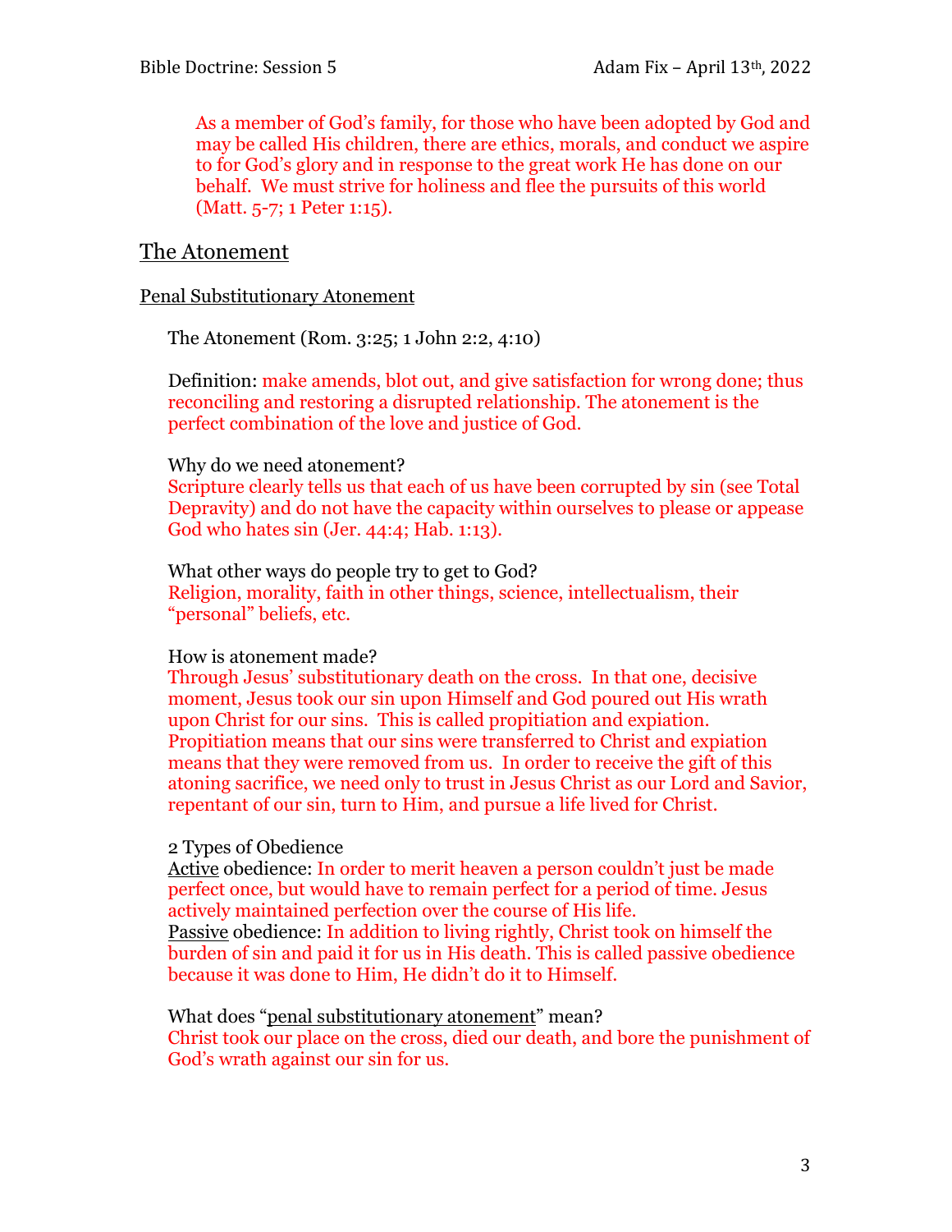As a member of God's family, for those who have been adopted by God and may be called His children, there are ethics, morals, and conduct we aspire to for God's glory and in response to the great work He has done on our behalf. We must strive for holiness and flee the pursuits of this world (Matt. 5-7; 1 Peter 1:15).

## The Atonement

### Penal Substitutionary Atonement

The Atonement (Rom. 3:25; 1 John 2:2, 4:10)

Definition: make amends, blot out, and give satisfaction for wrong done; thus reconciling and restoring a disrupted relationship. The atonement is the perfect combination of the love and justice of God.

Why do we need atonement?
Scripture clearly tells us that each of us have been corrupted by sin (see Total Depravity) and do not have the capacity within ourselves to please or appease God who hates sin (Jer. 44:4; Hab. 1:13).

What other ways do people try to get to God?
Religion, morality, faith in other things, science, intellectualism, their "personal" beliefs, etc.

How is atonement made?
Through Jesus' substitutionary death on the cross. In that one, decisive moment, Jesus took our sin upon Himself and God poured out His wrath upon Christ for our sins. This is called propitiation and expiation. Propitiation means that our sins were transferred to Christ and expiation means that they were removed from us. In order to receive the gift of this atoning sacrifice, we need only to trust in Jesus Christ as our Lord and Savior, repentant of our sin, turn to Him, and pursue a life lived for Christ.

2 Types of Obedience
Active obedience: In order to merit heaven a person couldn't just be made perfect once, but would have to remain perfect for a period of time. Jesus actively maintained perfection over the course of His life.
Passive obedience: In addition to living rightly, Christ took on himself the burden of sin and paid it for us in His death. This is called passive obedience because it was done to Him, He didn't do it to Himself.

What does "penal substitutionary atonement" mean?
Christ took our place on the cross, died our death, and bore the punishment of God's wrath against our sin for us.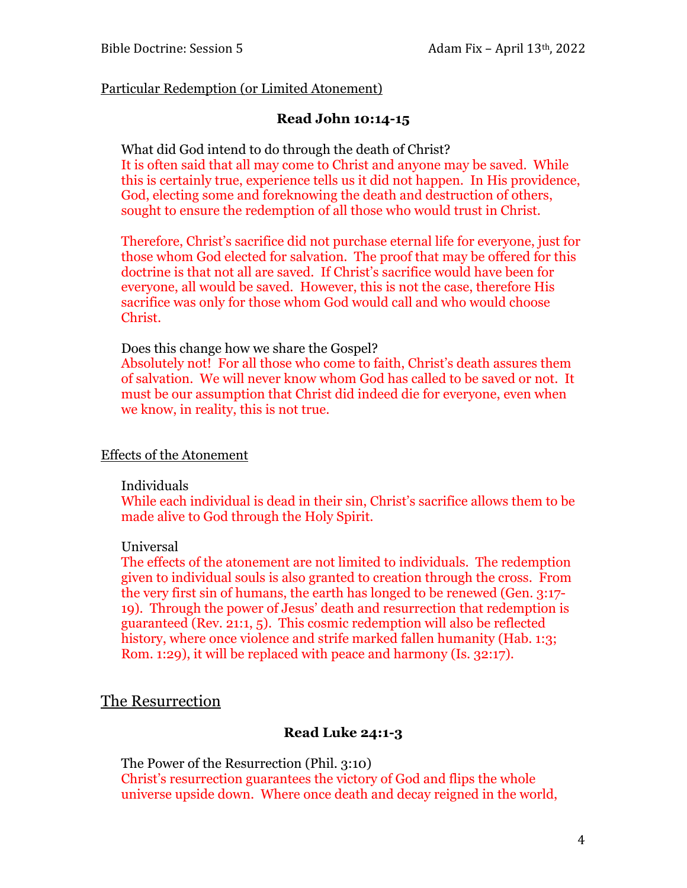Particular Redemption (or Limited Atonement)

**Read John 10:14-15**

What did God intend to do through the death of Christ?

It is often said that all may come to Christ and anyone may be saved. While this is certainly true, experience tells us it did not happen. In His providence, God, electing some and foreknowing the death and destruction of others, sought to ensure the redemption of all those who would trust in Christ.

Therefore, Christ's sacrifice did not purchase eternal life for everyone, just for those whom God elected for salvation. The proof that may be offered for this doctrine is that not all are saved. If Christ's sacrifice would have been for everyone, all would be saved. However, this is not the case, therefore His sacrifice was only for those whom God would call and who would choose Christ.

Does this change how we share the Gospel?

Absolutely not! For all those who come to faith, Christ's death assures them of salvation. We will never know whom God has called to be saved or not. It must be our assumption that Christ did indeed die for everyone, even when we know, in reality, this is not true.

Effects of the Atonement

Individuals

While each individual is dead in their sin, Christ's sacrifice allows them to be made alive to God through the Holy Spirit.

Universal

The effects of the atonement are not limited to individuals. The redemption given to individual souls is also granted to creation through the cross. From the very first sin of humans, the earth has longed to be renewed (Gen. 3:17-19). Through the power of Jesus' death and resurrection that redemption is guaranteed (Rev. 21:1, 5). This cosmic redemption will also be reflected history, where once violence and strife marked fallen humanity (Hab. 1:3; Rom. 1:29), it will be replaced with peace and harmony (Is. 32:17).

## The Resurrection

**Read Luke 24:1-3**

The Power of the Resurrection (Phil. 3:10)

Christ's resurrection guarantees the victory of God and flips the whole universe upside down. Where once death and decay reigned in the world,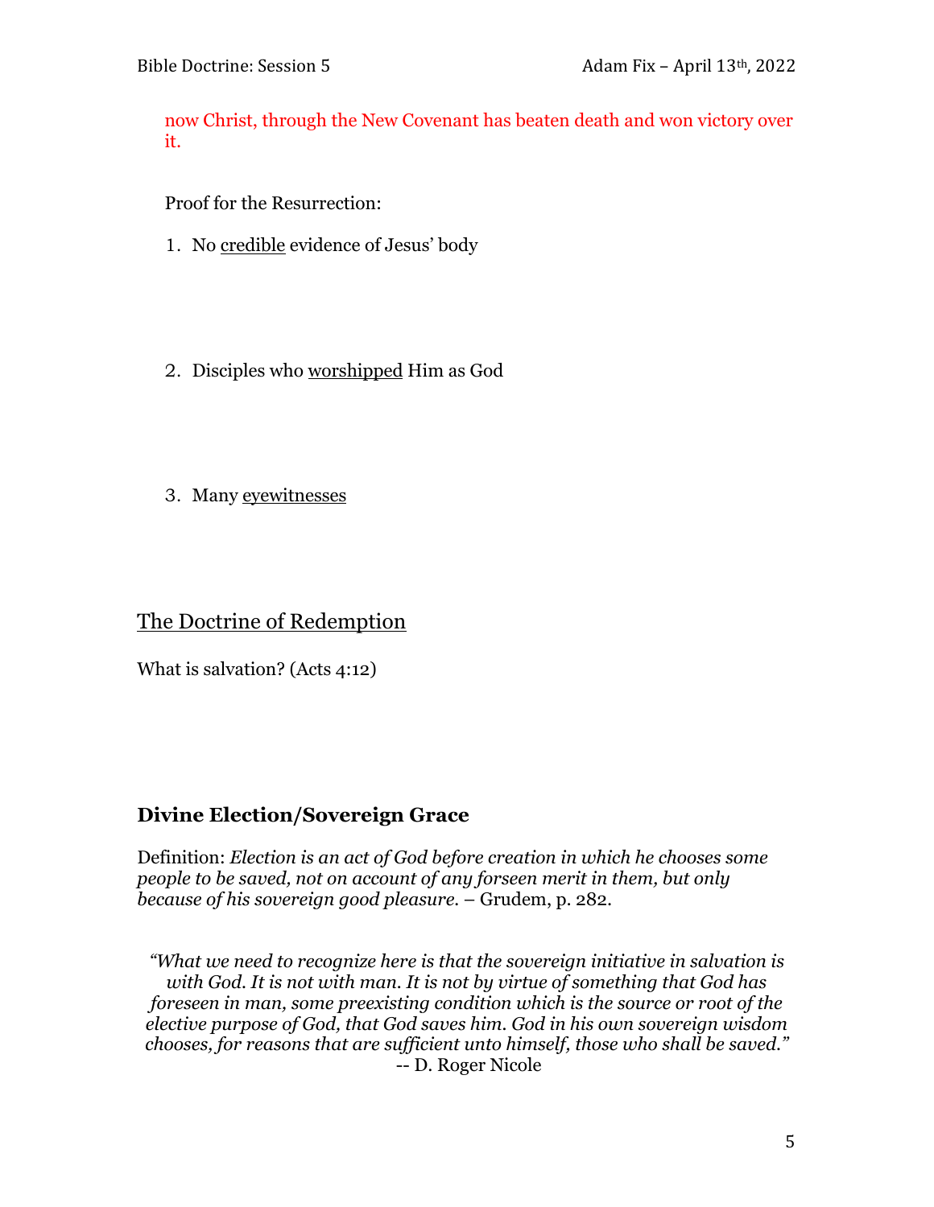now Christ, through the New Covenant has beaten death and won victory over it.

Proof for the Resurrection:

1. No <u>credible</u> evidence of Jesus' body

2. Disciples who <u>worshipped</u> Him as God

3. Many <u>eyewitnesses</u>

## <u>The Doctrine of Redemption</u>

What is salvation? (Acts 4:12)

### Divine Election/Sovereign Grace

Definition: *Election is an act of God before creation in which he chooses some people to be saved, not on account of any forseen merit in them, but only because of his sovereign good pleasure.* – Grudem, p. 282.

> *"What we need to recognize here is that the sovereign initiative in salvation is with God. It is not with man. It is not by virtue of something that God has foreseen in man, some preexisting condition which is the source or root of the elective purpose of God, that God saves him. God in his own sovereign wisdom chooses, for reasons that are sufficient unto himself, those who shall be saved."*
> -- D. Roger Nicole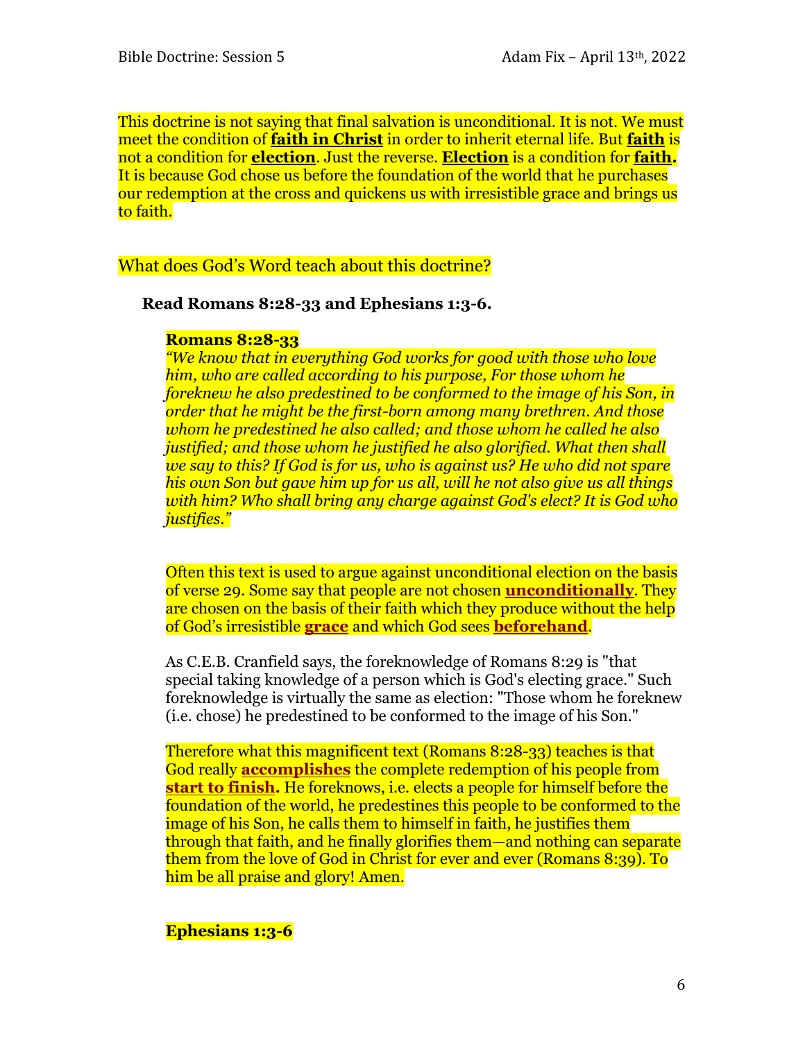This doctrine is not saying that final salvation is unconditional. It is not. We must meet the condition of **faith in Christ** in order to inherit eternal life. But **faith** is not a condition for **election**. Just the reverse. **Election** is a condition for **faith.** It is because God chose us before the foundation of the world that he purchases our redemption at the cross and quickens us with irresistible grace and brings us to faith.

What does God's Word teach about this doctrine?

**Read Romans 8:28-33 and Ephesians 1:3-6.**

**Romans 8:28-33**

*"We know that in everything God works for good with those who love him, who are called according to his purpose, For those whom he foreknew he also predestined to be conformed to the image of his Son, in order that he might be the first-born among many brethren. And those whom he predestined he also called; and those whom he called he also justified; and those whom he justified he also glorified. What then shall we say to this? If God is for us, who is against us? He who did not spare his own Son but gave him up for us all, will he not also give us all things with him? Who shall bring any charge against God's elect? It is God who justifies."*

Often this text is used to argue against unconditional election on the basis of verse 29. Some say that people are not chosen **unconditionally**. They are chosen on the basis of their faith which they produce without the help of God's irresistible **grace** and which God sees **beforehand**.

As C.E.B. Cranfield says, the foreknowledge of Romans 8:29 is "that special taking knowledge of a person which is God's electing grace." Such foreknowledge is virtually the same as election: "Those whom he foreknew (i.e. chose) he predestined to be conformed to the image of his Son."

Therefore what this magnificent text (Romans 8:28-33) teaches is that God really **accomplishes** the complete redemption of his people from **start to finish.** He foreknows, i.e. elects a people for himself before the foundation of the world, he predestines this people to be conformed to the image of his Son, he calls them to himself in faith, he justifies them through that faith, and he finally glorifies them—and nothing can separate them from the love of God in Christ for ever and ever (Romans 8:39). To him be all praise and glory! Amen.

**Ephesians 1:3-6**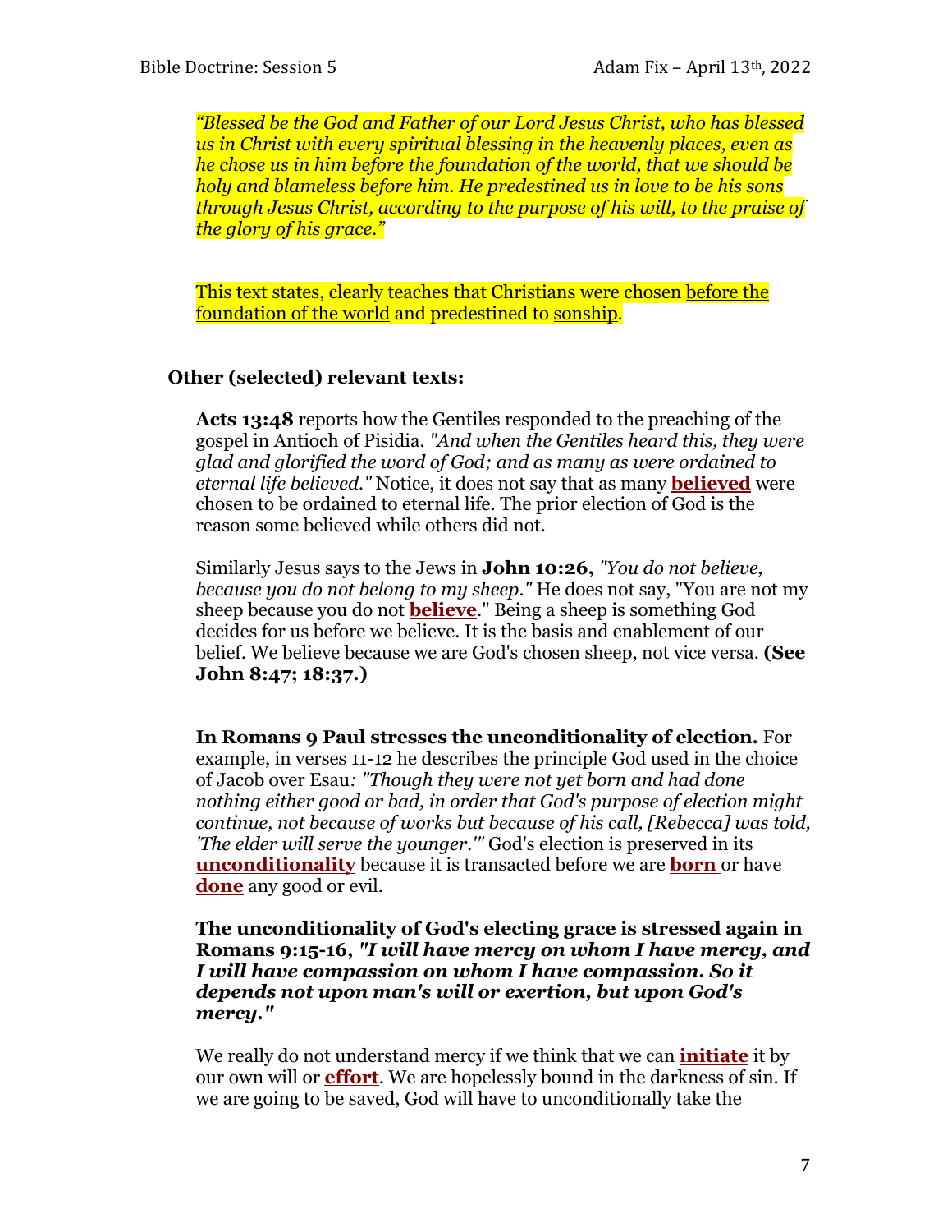*“Blessed be the God and Father of our Lord Jesus Christ, who has blessed us in Christ with every spiritual blessing in the heavenly places, even as he chose us in him before the foundation of the world, that we should be holy and blameless before him. He predestined us in love to be his sons through Jesus Christ, according to the purpose of his will, to the praise of the glory of his grace.”*

This text states, clearly teaches that Christians were chosen <u>before the foundation of the world</u> and predestined to <u>sonship</u>.

**Other (selected) relevant texts:**

**Acts 13:48** reports how the Gentiles responded to the preaching of the gospel in Antioch of Pisidia. *"And when the Gentiles heard this, they were glad and glorified the word of God; and as many as were ordained to eternal life believed."* Notice, it does not say that as many **<u>believed</u>** were chosen to be ordained to eternal life. The prior election of God is the reason some believed while others did not.

Similarly Jesus says to the Jews in **John 10:26,** *"You do not believe, because you do not belong to my sheep."* He does not say, "You are not my sheep because you do not **<u>believe</u>**." Being a sheep is something God decides for us before we believe. It is the basis and enablement of our belief. We believe because we are God's chosen sheep, not vice versa. **(See John 8:47; 18:37.)**

**In Romans 9 Paul stresses the unconditionality of election.** For example, in verses 11-12 he describes the principle God used in the choice of Jacob over Esau*: "Though they were not yet born and had done nothing either good or bad, in order that God's purpose of election might continue, not because of works but because of his call, [Rebecca] was told, 'The elder will serve the younger.'"* God's election is preserved in its **<u>unconditionality</u>** because it is transacted before we are **<u>born</u>** or have **<u>done</u>** any good or evil.

**The unconditionality of God's electing grace is stressed again in Romans 9:15-16, *"I will have mercy on whom I have mercy, and I will have compassion on whom I have compassion. So it depends not upon man's will or exertion, but upon God's mercy."***

We really do not understand mercy if we think that we can **<u>initiate</u>** it by our own will or **<u>effort</u>**. We are hopelessly bound in the darkness of sin. If we are going to be saved, God will have to unconditionally take the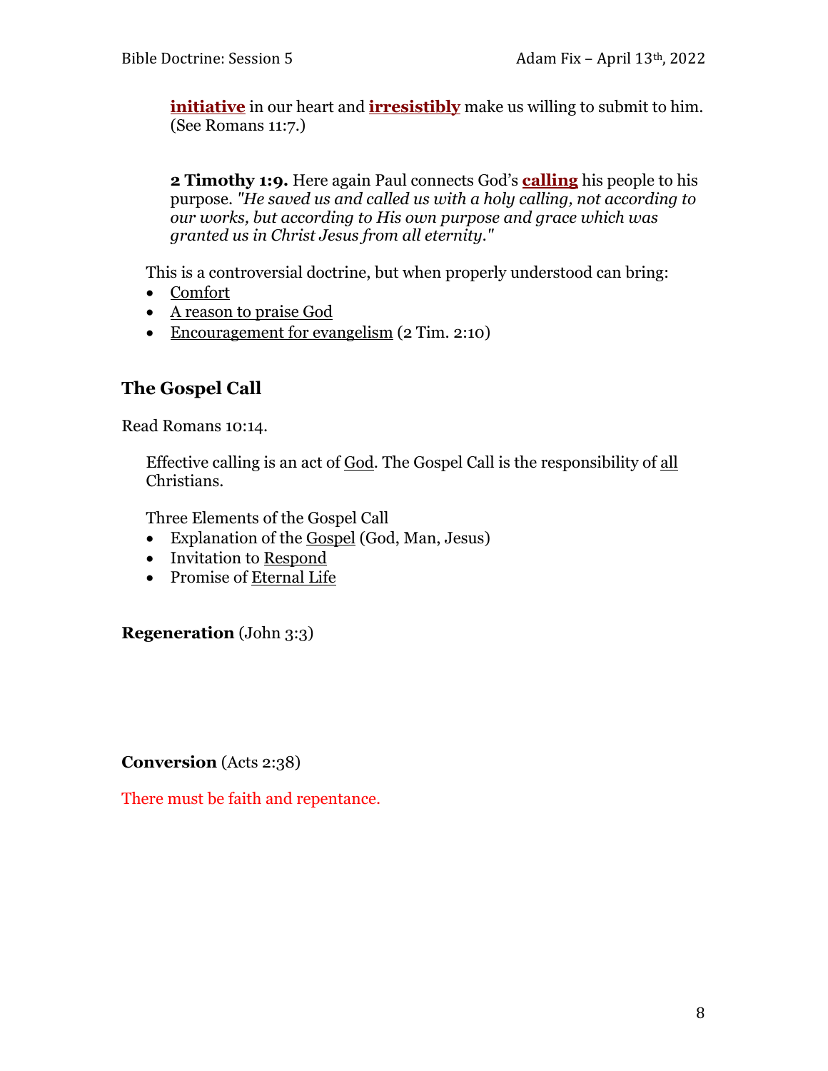**initiative** in our heart and **irresistibly** make us willing to submit to him. (See Romans 11:7.)

**2 Timothy 1:9.** Here again Paul connects God's **calling** his people to his purpose. *"He saved us and called us with a holy calling, not according to our works, but according to His own purpose and grace which was granted us in Christ Jesus from all eternity."*

This is a controversial doctrine, but when properly understood can bring:

- Comfort
- A reason to praise God
- Encouragement for evangelism (2 Tim. 2:10)

## The Gospel Call

Read Romans 10:14.

Effective calling is an act of God. The Gospel Call is the responsibility of all Christians.

Three Elements of the Gospel Call

- Explanation of the Gospel (God, Man, Jesus)
- Invitation to Respond
- Promise of Eternal Life

**Regeneration** (John 3:3)

**Conversion** (Acts 2:38)

There must be faith and repentance.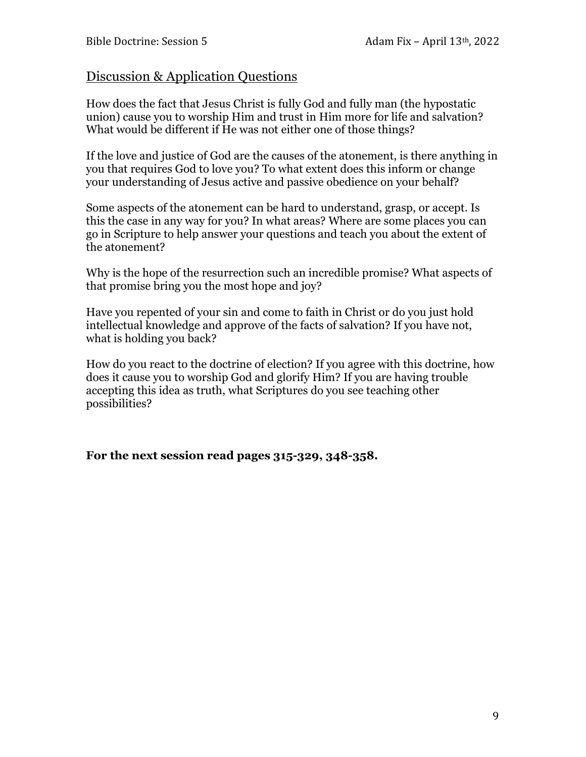## Discussion & Application Questions

How does the fact that Jesus Christ is fully God and fully man (the hypostatic union) cause you to worship Him and trust in Him more for life and salvation? What would be different if He was not either one of those things?

If the love and justice of God are the causes of the atonement, is there anything in you that requires God to love you? To what extent does this inform or change your understanding of Jesus active and passive obedience on your behalf?

Some aspects of the atonement can be hard to understand, grasp, or accept. Is this the case in any way for you? In what areas? Where are some places you can go in Scripture to help answer your questions and teach you about the extent of the atonement?

Why is the hope of the resurrection such an incredible promise? What aspects of that promise bring you the most hope and joy?

Have you repented of your sin and come to faith in Christ or do you just hold intellectual knowledge and approve of the facts of salvation? If you have not, what is holding you back?

How do you react to the doctrine of election? If you agree with this doctrine, how does it cause you to worship God and glorify Him? If you are having trouble accepting this idea as truth, what Scriptures do you see teaching other possibilities?

**For the next session read pages 315-329, 348-358.**